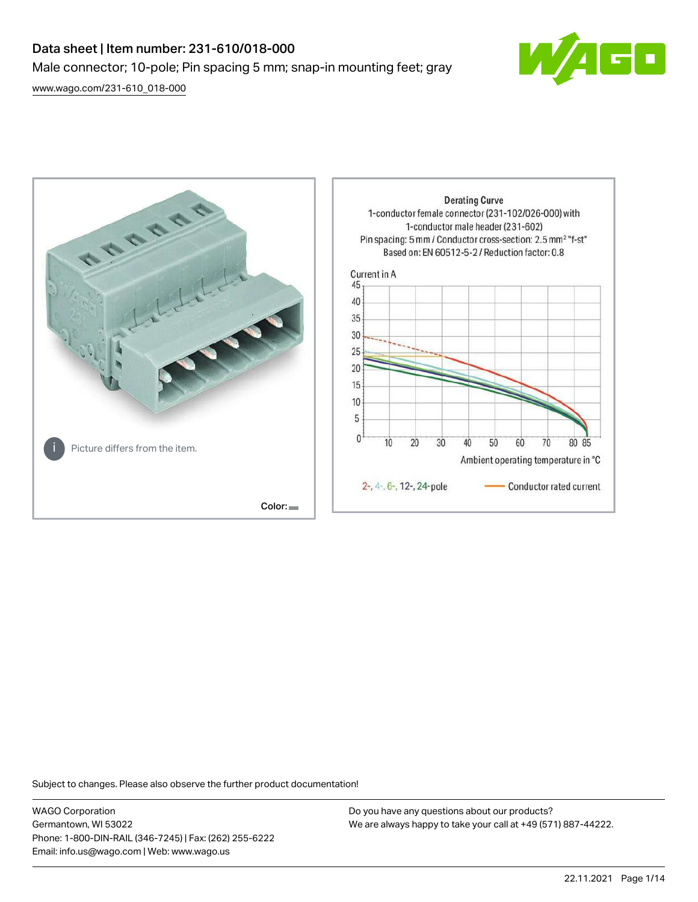# Data sheet | Item number: 231-610/018-000

Male connector; 10-pole; Pin spacing 5 mm; snap-in mounting feet; gray

www.wago.com/231-610_018-000

Picture differs from the item.

Color:

Derating Curve
1-conductor female connector (231-102/026-000) with 1-conductor male header (231-602)
Pin spacing: 5 mm / Conductor cross-section: 2.5 mm² "f-st"
Based on: EN 60512-5-2 / Reduction factor: 0.8

Current in A

Ambient operating temperature in °C

2-, 4-, 6-, 12-, 24-pole — Conductor rated current

Subject to changes. Please also observe the further product documentation!

WAGO Corporation
Germantown, WI 53022
Phone: 1-800-DIN-RAIL (346-7245) | Fax: (262) 255-6222
Email: info.us@wago.com | Web: www.wago.us

Do you have any questions about our products?
We are always happy to take your call at +49 (571) 887-44222.

22.11.2021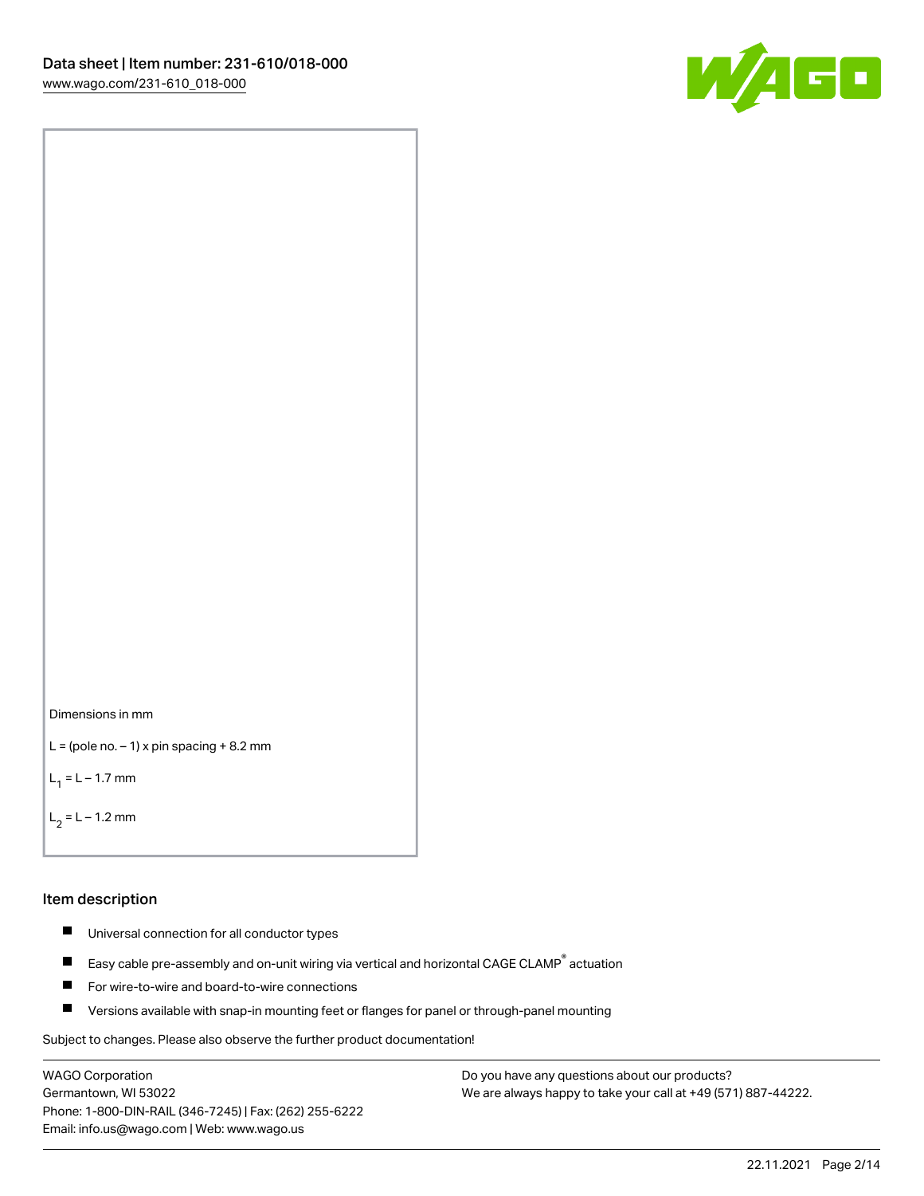Dimensions in mm

L = (pole no. – 1) x pin spacing + 8.2 mm

$L_1$ = L – 1.7 mm

$L_2$ = L – 1.2 mm

## Item description

- Universal connection for all conductor types
- Easy cable pre-assembly and on-unit wiring via vertical and horizontal CAGE CLAMP® actuation
- For wire-to-wire and board-to-wire connections
- Versions available with snap-in mounting feet or flanges for panel or through-panel mounting

Subject to changes. Please also observe the further product documentation!

WAGO Corporation
Germantown, WI 53022
Phone: 1-800-DIN-RAIL (346-7245) | Fax: (262) 255-6222
Email: info.us@wago.com | Web: www.wago.us

Do you have any questions about our products?
We are always happy to take your call at +49 (571) 887-44222.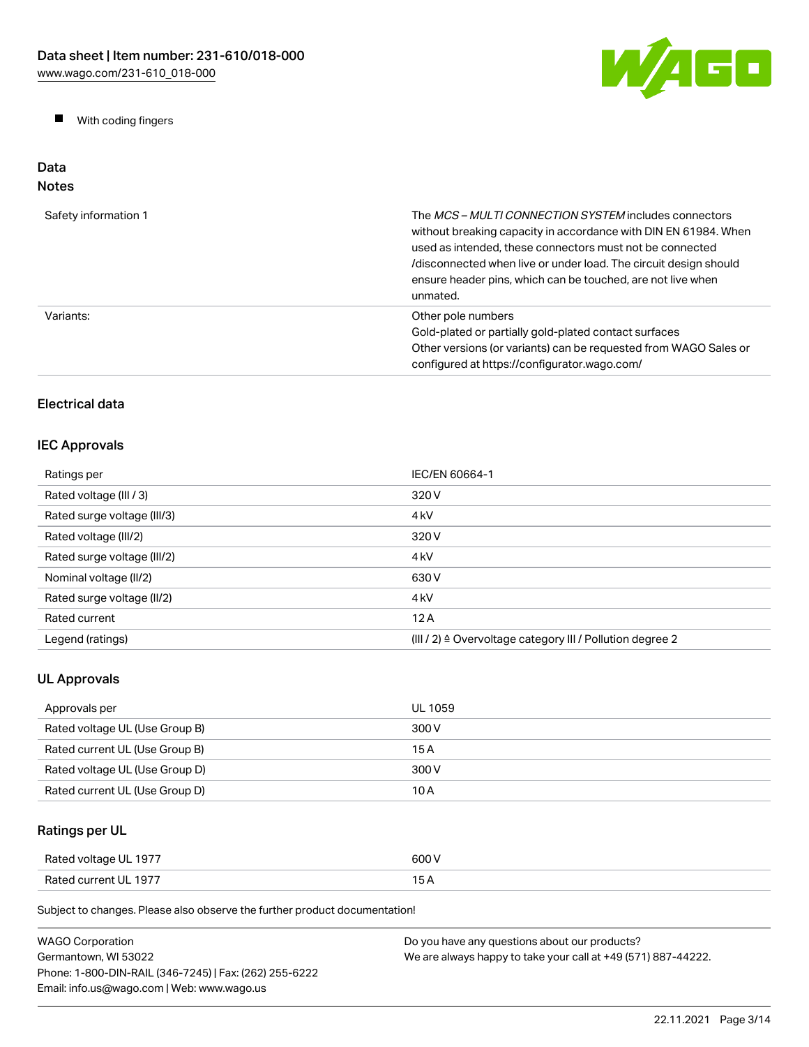- With coding fingers

## Data

### Notes

| | |
|---|---|
| Safety information 1 | The *MCS – MULTI CONNECTION SYSTEM* includes connectors without breaking capacity in accordance with DIN EN 61984. When used as intended, these connectors must not be connected /disconnected when live or under load. The circuit design should ensure header pins, which can be touched, are not live when unmated. |
| Variants: | Other pole numbers<br>Gold-plated or partially gold-plated contact surfaces<br>Other versions (or variants) can be requested from WAGO Sales or configured at https://configurator.wago.com/ |

### Electrical data

### IEC Approvals

| | |
|---|---|
| Ratings per | IEC/EN 60664-1 |
| Rated voltage (III / 3) | 320 V |
| Rated surge voltage (III/3) | 4 kV |
| Rated voltage (III/2) | 320 V |
| Rated surge voltage (III/2) | 4 kV |
| Nominal voltage (II/2) | 630 V |
| Rated surge voltage (II/2) | 4 kV |
| Rated current | 12 A |
| Legend (ratings) | (III / 2) ≙ Overvoltage category III / Pollution degree 2 |

### UL Approvals

| | |
|---|---|
| Approvals per | UL 1059 |
| Rated voltage UL (Use Group B) | 300 V |
| Rated current UL (Use Group B) | 15 A |
| Rated voltage UL (Use Group D) | 300 V |
| Rated current UL (Use Group D) | 10 A |

### Ratings per UL

| | |
|---|---|
| Rated voltage UL 1977 | 600 V |
| Rated current UL 1977 | 15 A |

Subject to changes. Please also observe the further product documentation!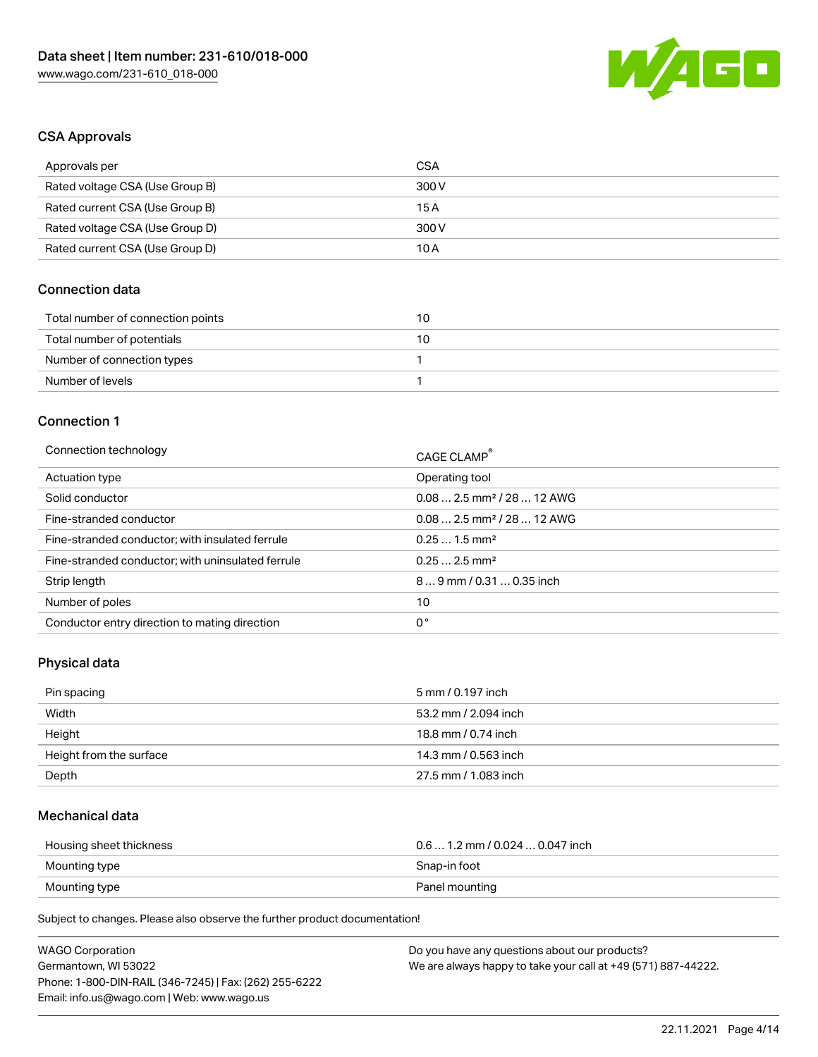## CSA Approvals

| Approvals per | CSA |
| --- | --- |
| Rated voltage CSA (Use Group B) | 300 V |
| Rated current CSA (Use Group B) | 15 A |
| Rated voltage CSA (Use Group D) | 300 V |
| Rated current CSA (Use Group D) | 10 A |

## Connection data

| Total number of connection points | 10 |
| --- | --- |
| Total number of potentials | 10 |
| Number of connection types | 1 |
| Number of levels | 1 |

## Connection 1

| Connection technology | CAGE CLAMP® |
| --- | --- |
| Actuation type | Operating tool |
| Solid conductor | 0.08 … 2.5 mm² / 28 … 12 AWG |
| Fine-stranded conductor | 0.08 … 2.5 mm² / 28 … 12 AWG |
| Fine-stranded conductor; with insulated ferrule | 0.25 … 1.5 mm² |
| Fine-stranded conductor; with uninsulated ferrule | 0.25 … 2.5 mm² |
| Strip length | 8 … 9 mm / 0.31 … 0.35 inch |
| Number of poles | 10 |
| Conductor entry direction to mating direction | 0 ° |

## Physical data

| Pin spacing | 5 mm / 0.197 inch |
| --- | --- |
| Width | 53.2 mm / 2.094 inch |
| Height | 18.8 mm / 0.74 inch |
| Height from the surface | 14.3 mm / 0.563 inch |
| Depth | 27.5 mm / 1.083 inch |

## Mechanical data

| Housing sheet thickness | 0.6 … 1.2 mm / 0.024 … 0.047 inch |
| --- | --- |
| Mounting type | Snap-in foot |
| Mounting type | Panel mounting |

Subject to changes. Please also observe the further product documentation!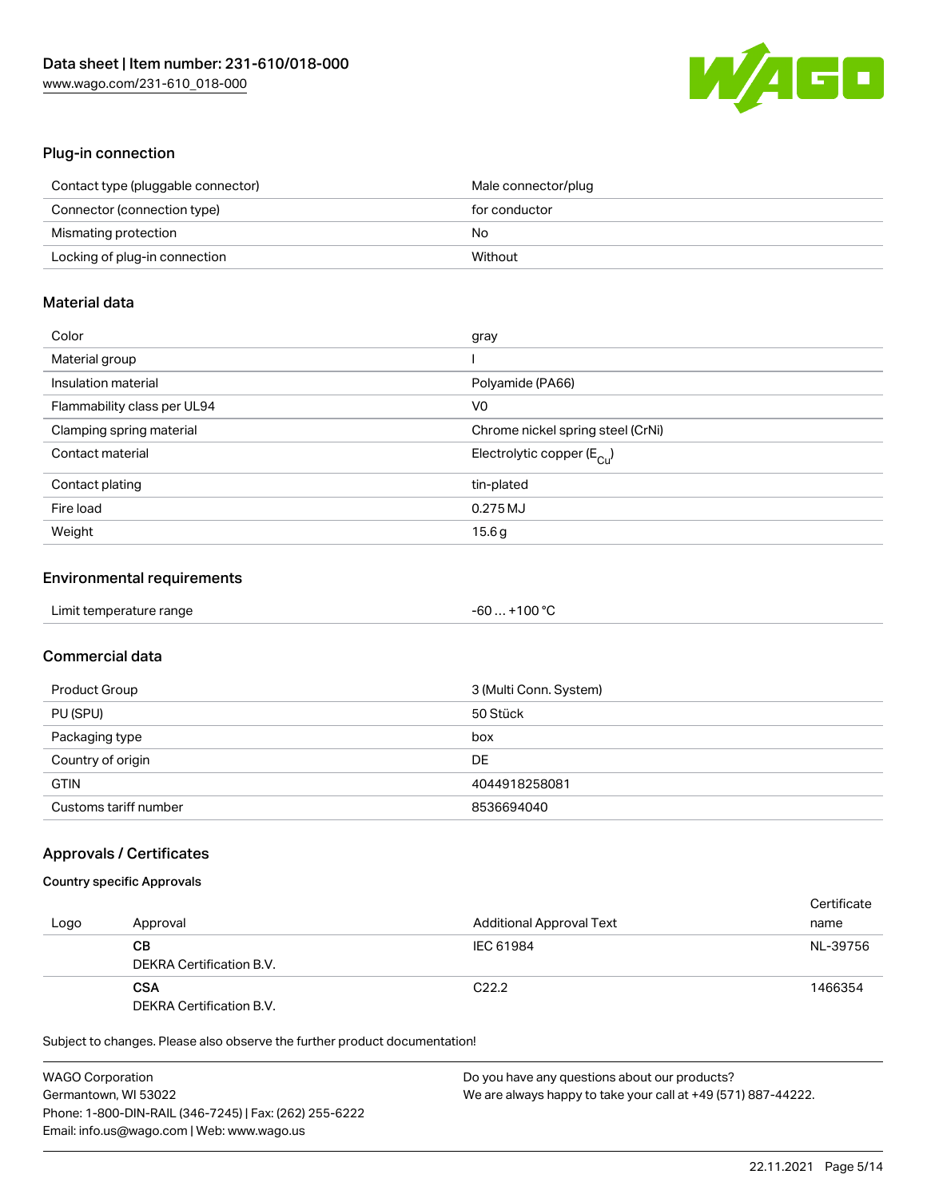## Plug-in connection

| | |
|---|---|
| Contact type (pluggable connector) | Male connector/plug |
| Connector (connection type) | for conductor |
| Mismating protection | No |
| Locking of plug-in connection | Without |

## Material data

| | |
|---|---|
| Color | gray |
| Material group | I |
| Insulation material | Polyamide (PA66) |
| Flammability class per UL94 | V0 |
| Clamping spring material | Chrome nickel spring steel (CrNi) |
| Contact material | Electrolytic copper ($E_{Cu}$) |
| Contact plating | tin-plated |
| Fire load | 0.275 MJ |
| Weight | 15.6 g |

## Environmental requirements

| | |
|---|---|
| Limit temperature range | -60 … +100 °C |

## Commercial data

| | |
|---|---|
| Product Group | 3 (Multi Conn. System) |
| PU (SPU) | 50 Stück |
| Packaging type | box |
| Country of origin | DE |
| GTIN | 4044918258081 |
| Customs tariff number | 8536694040 |

## Approvals / Certificates

### Country specific Approvals

| Logo | Approval | Additional Approval Text | Certificate name |
|---|---|---|---|
| | **CB**<br>DEKRA Certification B.V. | IEC 61984 | NL-39756 |
| | **CSA**<br>DEKRA Certification B.V. | C22.2 | 1466354 |

Subject to changes. Please also observe the further product documentation!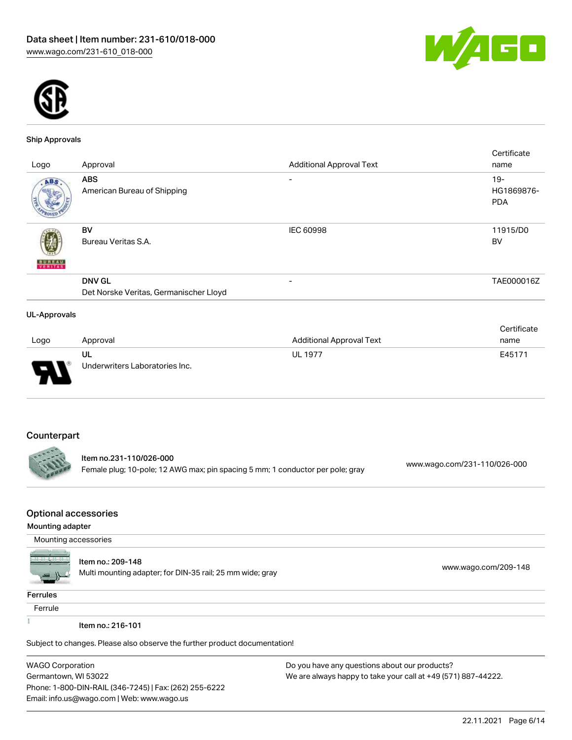### Ship Approvals

| Logo | Approval | Additional Approval Text | Certificate name |
|---|---|---|---|
| | **ABS**<br>American Bureau of Shipping | - | 19-HG1869876-PDA |
| | **BV**<br>Bureau Veritas S.A. | IEC 60998 | 11915/D0 BV |
| | **DNV GL**<br>Det Norske Veritas, Germanischer Lloyd | - | TAE000016Z |

### UL-Approvals

| Logo | Approval | Additional Approval Text | Certificate name |
|---|---|---|---|
| | **UL**<br>Underwriters Laboratories Inc. | UL 1977 | E45171 |

## Counterpart

| | | |
|---|---|---|
| | Item no.231-110/026-000<br>Female plug; 10-pole; 12 AWG max; pin spacing 5 mm; 1 conductor per pole; gray | www.wago.com/231-110/026-000 |

## Optional accessories

**Mounting adapter**

Mounting accessories

| | | |
|---|---|---|
| | Item no.: 209-148<br>Multi mounting adapter; for DIN-35 rail; 25 mm wide; gray | www.wago.com/209-148 |

**Ferrules**

Ferrule

Item no.: 216-101

Subject to changes. Please also observe the further product documentation!

WAGO Corporation
Germantown, WI 53022
Phone: 1-800-DIN-RAIL (346-7245) | Fax: (262) 255-6222
Email: info.us@wago.com | Web: www.wago.us

Do you have any questions about our products?
We are always happy to take your call at +49 (571) 887-44222.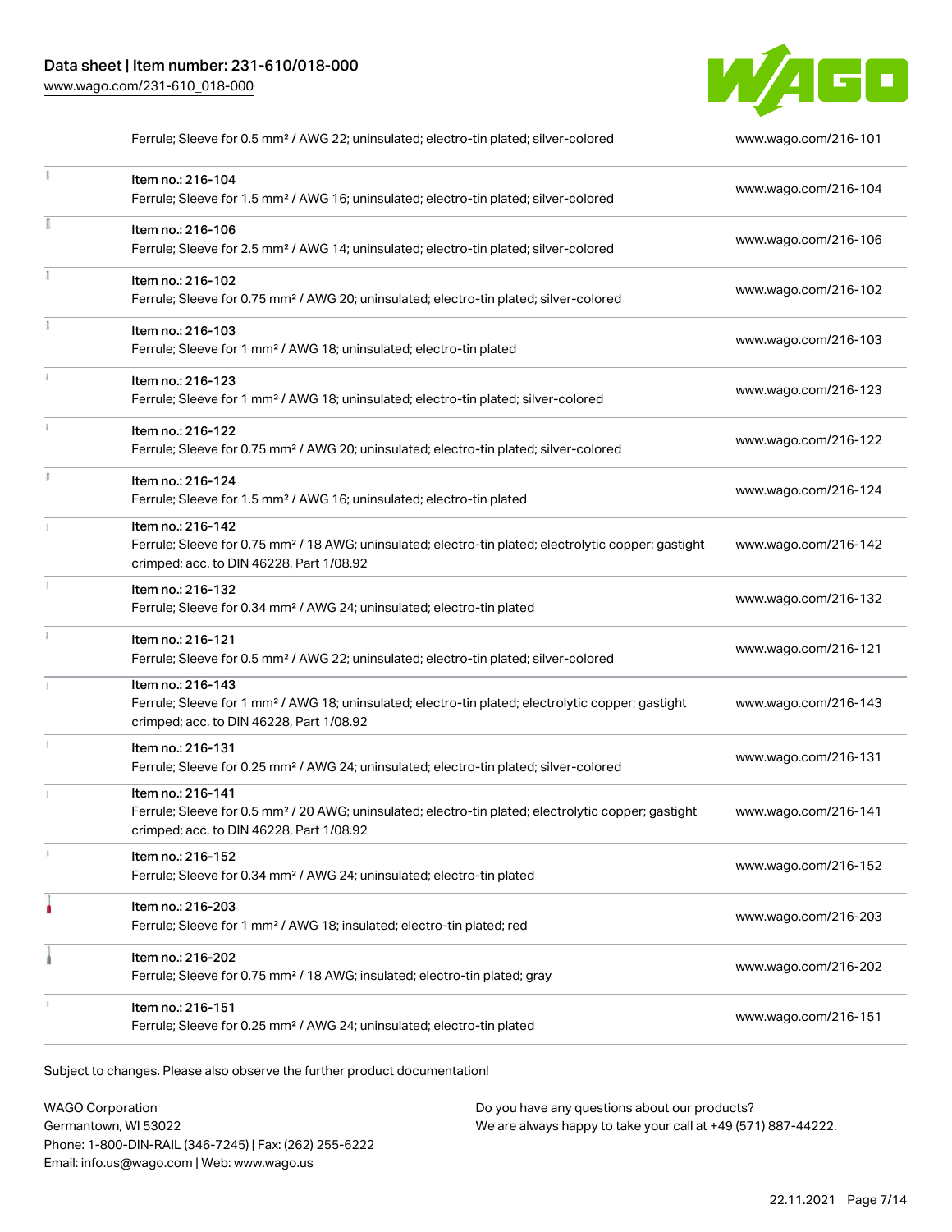| | | |
|---|---|---|
| | Ferrule; Sleeve for 0.5 mm² / AWG 22; uninsulated; electro-tin plated; silver-colored | www.wago.com/216-101 |
| | Item no.: 216-104<br>Ferrule; Sleeve for 1.5 mm² / AWG 16; uninsulated; electro-tin plated; silver-colored | www.wago.com/216-104 |
| | Item no.: 216-106<br>Ferrule; Sleeve for 2.5 mm² / AWG 14; uninsulated; electro-tin plated; silver-colored | www.wago.com/216-106 |
| | Item no.: 216-102<br>Ferrule; Sleeve for 0.75 mm² / AWG 20; uninsulated; electro-tin plated; silver-colored | www.wago.com/216-102 |
| | Item no.: 216-103<br>Ferrule; Sleeve for 1 mm² / AWG 18; uninsulated; electro-tin plated | www.wago.com/216-103 |
| | Item no.: 216-123<br>Ferrule; Sleeve for 1 mm² / AWG 18; uninsulated; electro-tin plated; silver-colored | www.wago.com/216-123 |
| | Item no.: 216-122<br>Ferrule; Sleeve for 0.75 mm² / AWG 20; uninsulated; electro-tin plated; silver-colored | www.wago.com/216-122 |
| | Item no.: 216-124<br>Ferrule; Sleeve for 1.5 mm² / AWG 16; uninsulated; electro-tin plated | www.wago.com/216-124 |
| | Item no.: 216-142<br>Ferrule; Sleeve for 0.75 mm² / 18 AWG; uninsulated; electro-tin plated; electrolytic copper; gastight crimped; acc. to DIN 46228, Part 1/08.92 | www.wago.com/216-142 |
| | Item no.: 216-132<br>Ferrule; Sleeve for 0.34 mm² / AWG 24; uninsulated; electro-tin plated | www.wago.com/216-132 |
| | Item no.: 216-121<br>Ferrule; Sleeve for 0.5 mm² / AWG 22; uninsulated; electro-tin plated; silver-colored | www.wago.com/216-121 |
| | Item no.: 216-143<br>Ferrule; Sleeve for 1 mm² / AWG 18; uninsulated; electro-tin plated; electrolytic copper; gastight crimped; acc. to DIN 46228, Part 1/08.92 | www.wago.com/216-143 |
| | Item no.: 216-131<br>Ferrule; Sleeve for 0.25 mm² / AWG 24; uninsulated; electro-tin plated; silver-colored | www.wago.com/216-131 |
| | Item no.: 216-141<br>Ferrule; Sleeve for 0.5 mm² / 20 AWG; uninsulated; electro-tin plated; electrolytic copper; gastight crimped; acc. to DIN 46228, Part 1/08.92 | www.wago.com/216-141 |
| | Item no.: 216-152<br>Ferrule; Sleeve for 0.34 mm² / AWG 24; uninsulated; electro-tin plated | www.wago.com/216-152 |
| | Item no.: 216-203<br>Ferrule; Sleeve for 1 mm² / AWG 18; insulated; electro-tin plated; red | www.wago.com/216-203 |
| | Item no.: 216-202<br>Ferrule; Sleeve for 0.75 mm² / 18 AWG; insulated; electro-tin plated; gray | www.wago.com/216-202 |
| | Item no.: 216-151<br>Ferrule; Sleeve for 0.25 mm² / AWG 24; uninsulated; electro-tin plated | www.wago.com/216-151 |

Subject to changes. Please also observe the further product documentation!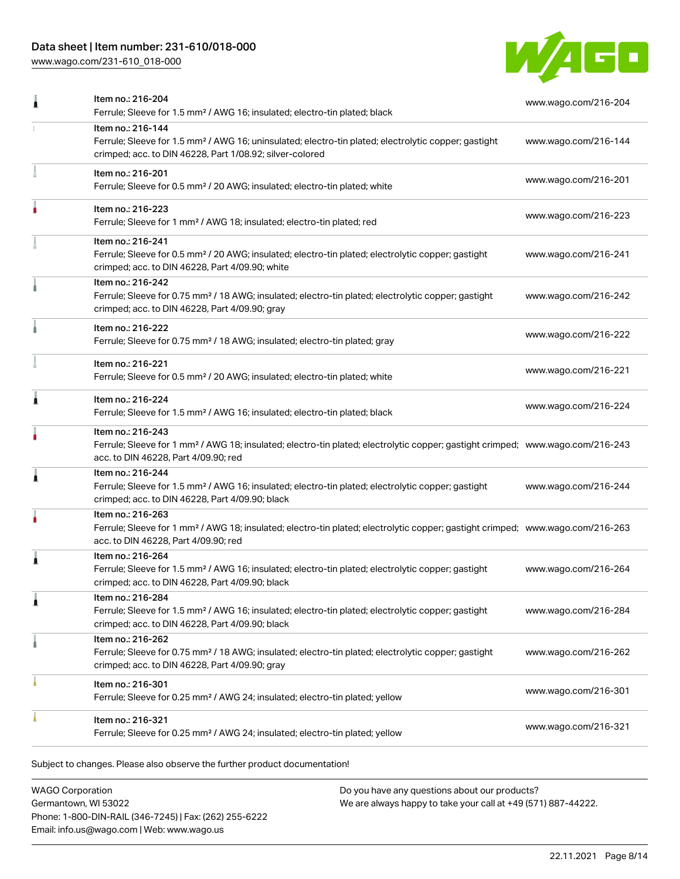| Item | Link |
|---|---|
| Item no.: 216-204<br>Ferrule; Sleeve for 1.5 mm² / AWG 16; insulated; electro-tin plated; black | www.wago.com/216-204 |
| Item no.: 216-144<br>Ferrule; Sleeve for 1.5 mm² / AWG 16; uninsulated; electro-tin plated; electrolytic copper; gastight crimped; acc. to DIN 46228, Part 1/08.92; silver-colored | www.wago.com/216-144 |
| Item no.: 216-201<br>Ferrule; Sleeve for 0.5 mm² / 20 AWG; insulated; electro-tin plated; white | www.wago.com/216-201 |
| Item no.: 216-223<br>Ferrule; Sleeve for 1 mm² / AWG 18; insulated; electro-tin plated; red | www.wago.com/216-223 |
| Item no.: 216-241<br>Ferrule; Sleeve for 0.5 mm² / 20 AWG; insulated; electro-tin plated; electrolytic copper; gastight crimped; acc. to DIN 46228, Part 4/09.90; white | www.wago.com/216-241 |
| Item no.: 216-242<br>Ferrule; Sleeve for 0.75 mm² / 18 AWG; insulated; electro-tin plated; electrolytic copper; gastight crimped; acc. to DIN 46228, Part 4/09.90; gray | www.wago.com/216-242 |
| Item no.: 216-222<br>Ferrule; Sleeve for 0.75 mm² / 18 AWG; insulated; electro-tin plated; gray | www.wago.com/216-222 |
| Item no.: 216-221<br>Ferrule; Sleeve for 0.5 mm² / 20 AWG; insulated; electro-tin plated; white | www.wago.com/216-221 |
| Item no.: 216-224<br>Ferrule; Sleeve for 1.5 mm² / AWG 16; insulated; electro-tin plated; black | www.wago.com/216-224 |
| Item no.: 216-243<br>Ferrule; Sleeve for 1 mm² / AWG 18; insulated; electro-tin plated; electrolytic copper; gastight crimped; acc. to DIN 46228, Part 4/09.90; red | www.wago.com/216-243 |
| Item no.: 216-244<br>Ferrule; Sleeve for 1.5 mm² / AWG 16; insulated; electro-tin plated; electrolytic copper; gastight crimped; acc. to DIN 46228, Part 4/09.90; black | www.wago.com/216-244 |
| Item no.: 216-263<br>Ferrule; Sleeve for 1 mm² / AWG 18; insulated; electro-tin plated; electrolytic copper; gastight crimped; acc. to DIN 46228, Part 4/09.90; red | www.wago.com/216-263 |
| Item no.: 216-264<br>Ferrule; Sleeve for 1.5 mm² / AWG 16; insulated; electro-tin plated; electrolytic copper; gastight crimped; acc. to DIN 46228, Part 4/09.90; black | www.wago.com/216-264 |
| Item no.: 216-284<br>Ferrule; Sleeve for 1.5 mm² / AWG 16; insulated; electro-tin plated; electrolytic copper; gastight crimped; acc. to DIN 46228, Part 4/09.90; black | www.wago.com/216-284 |
| Item no.: 216-262<br>Ferrule; Sleeve for 0.75 mm² / 18 AWG; insulated; electro-tin plated; electrolytic copper; gastight crimped; acc. to DIN 46228, Part 4/09.90; gray | www.wago.com/216-262 |
| Item no.: 216-301<br>Ferrule; Sleeve for 0.25 mm² / AWG 24; insulated; electro-tin plated; yellow | www.wago.com/216-301 |
| Item no.: 216-321<br>Ferrule; Sleeve for 0.25 mm² / AWG 24; insulated; electro-tin plated; yellow | www.wago.com/216-321 |

Subject to changes. Please also observe the further product documentation!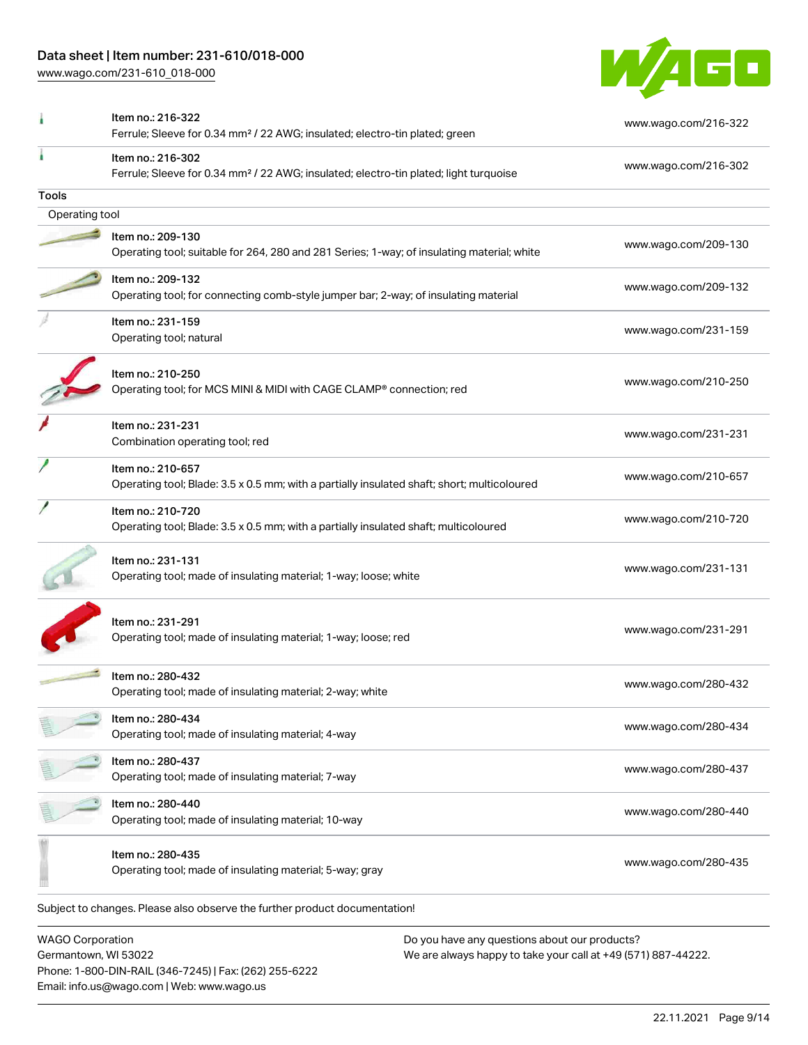| Item | Link |
| --- | --- |
| Item no.: 216-322<br>Ferrule; Sleeve for 0.34 mm² / 22 AWG; insulated; electro-tin plated; green | www.wago.com/216-322 |
| Item no.: 216-302<br>Ferrule; Sleeve for 0.34 mm² / 22 AWG; insulated; electro-tin plated; light turquoise | www.wago.com/216-302 |

## Tools

### Operating tool

| Item | Link |
| --- | --- |
| Item no.: 209-130<br>Operating tool; suitable for 264, 280 and 281 Series; 1-way; of insulating material; white | www.wago.com/209-130 |
| Item no.: 209-132<br>Operating tool; for connecting comb-style jumper bar; 2-way; of insulating material | www.wago.com/209-132 |
| Item no.: 231-159<br>Operating tool; natural | www.wago.com/231-159 |
| Item no.: 210-250<br>Operating tool; for MCS MINI & MIDI with CAGE CLAMP® connection; red | www.wago.com/210-250 |
| Item no.: 231-231<br>Combination operating tool; red | www.wago.com/231-231 |
| Item no.: 210-657<br>Operating tool; Blade: 3.5 x 0.5 mm; with a partially insulated shaft; short; multicoloured | www.wago.com/210-657 |
| Item no.: 210-720<br>Operating tool; Blade: 3.5 x 0.5 mm; with a partially insulated shaft; multicoloured | www.wago.com/210-720 |
| Item no.: 231-131<br>Operating tool; made of insulating material; 1-way; loose; white | www.wago.com/231-131 |
| Item no.: 231-291<br>Operating tool; made of insulating material; 1-way; loose; red | www.wago.com/231-291 |
| Item no.: 280-432<br>Operating tool; made of insulating material; 2-way; white | www.wago.com/280-432 |
| Item no.: 280-434<br>Operating tool; made of insulating material; 4-way | www.wago.com/280-434 |
| Item no.: 280-437<br>Operating tool; made of insulating material; 7-way | www.wago.com/280-437 |
| Item no.: 280-440<br>Operating tool; made of insulating material; 10-way | www.wago.com/280-440 |
| Item no.: 280-435<br>Operating tool; made of insulating material; 5-way; gray | www.wago.com/280-435 |

Subject to changes. Please also observe the further product documentation!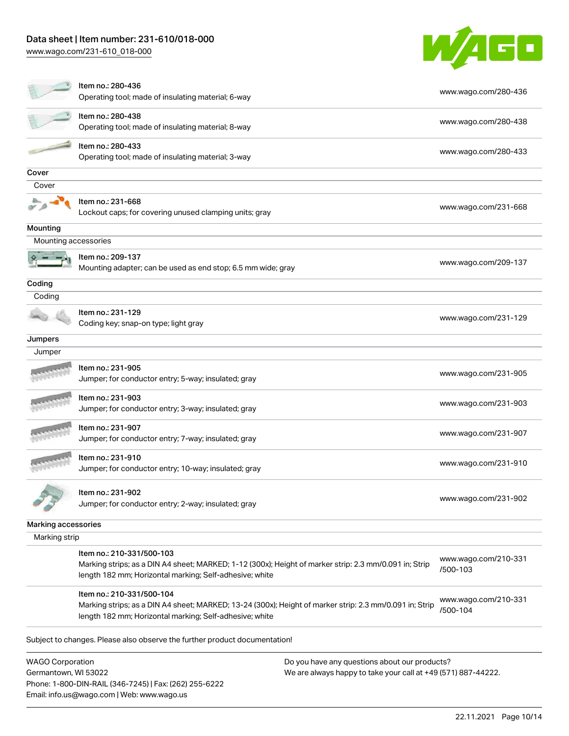| | |
|---|---|
| Item no.: 280-436<br>Operating tool; made of insulating material; 6-way | www.wago.com/280-436 |
| Item no.: 280-438<br>Operating tool; made of insulating material; 8-way | www.wago.com/280-438 |
| Item no.: 280-433<br>Operating tool; made of insulating material; 3-way | www.wago.com/280-433 |

## Cover

### Cover

| | |
|---|---|
| Item no.: 231-668<br>Lockout caps; for covering unused clamping units; gray | www.wago.com/231-668 |

## Mounting

### Mounting accessories

| | |
|---|---|
| Item no.: 209-137<br>Mounting adapter; can be used as end stop; 6.5 mm wide; gray | www.wago.com/209-137 |

## Coding

### Coding

| | |
|---|---|
| Item no.: 231-129<br>Coding key; snap-on type; light gray | www.wago.com/231-129 |

## Jumpers

### Jumper

| | |
|---|---|
| Item no.: 231-905<br>Jumper; for conductor entry; 5-way; insulated; gray | www.wago.com/231-905 |
| Item no.: 231-903<br>Jumper; for conductor entry; 3-way; insulated; gray | www.wago.com/231-903 |
| Item no.: 231-907<br>Jumper; for conductor entry; 7-way; insulated; gray | www.wago.com/231-907 |
| Item no.: 231-910<br>Jumper; for conductor entry; 10-way; insulated; gray | www.wago.com/231-910 |
| Item no.: 231-902<br>Jumper; for conductor entry; 2-way; insulated; gray | www.wago.com/231-902 |

## Marking accessories

### Marking strip

| | |
|---|---|
| Item no.: 210-331/500-103<br>Marking strips; as a DIN A4 sheet; MARKED; 1-12 (300x); Height of marker strip: 2.3 mm/0.091 in; Strip length 182 mm; Horizontal marking; Self-adhesive; white | www.wago.com/210-331/500-103 |
| Item no.: 210-331/500-104<br>Marking strips; as a DIN A4 sheet; MARKED; 13-24 (300x); Height of marker strip: 2.3 mm/0.091 in; Strip length 182 mm; Horizontal marking; Self-adhesive; white | www.wago.com/210-331/500-104 |

Subject to changes. Please also observe the further product documentation!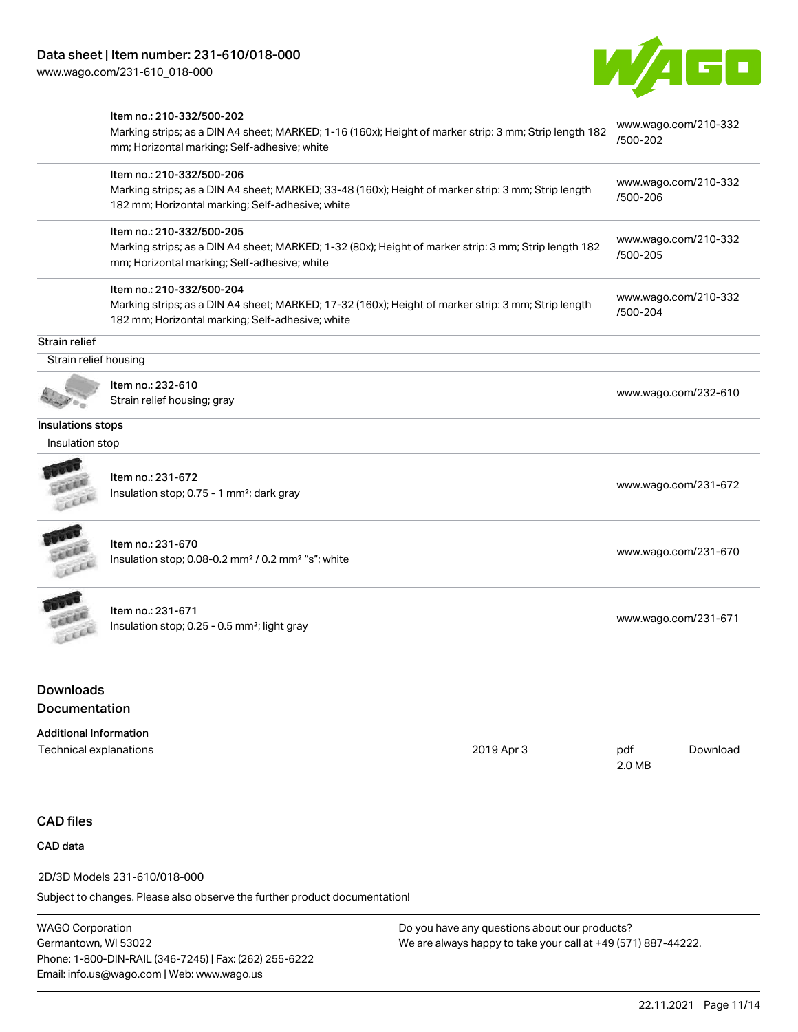| | | |
|---|---|---|
| | Item no.: 210-332/500-202<br>Marking strips; as a DIN A4 sheet; MARKED; 1-16 (160x); Height of marker strip: 3 mm; Strip length 182 mm; Horizontal marking; Self-adhesive; white | www.wago.com/210-332/500-202 |
| | Item no.: 210-332/500-206<br>Marking strips; as a DIN A4 sheet; MARKED; 33-48 (160x); Height of marker strip: 3 mm; Strip length 182 mm; Horizontal marking; Self-adhesive; white | www.wago.com/210-332/500-206 |
| | Item no.: 210-332/500-205<br>Marking strips; as a DIN A4 sheet; MARKED; 1-32 (80x); Height of marker strip: 3 mm; Strip length 182 mm; Horizontal marking; Self-adhesive; white | www.wago.com/210-332/500-205 |
| | Item no.: 210-332/500-204<br>Marking strips; as a DIN A4 sheet; MARKED; 17-32 (160x); Height of marker strip: 3 mm; Strip length 182 mm; Horizontal marking; Self-adhesive; white | www.wago.com/210-332/500-204 |

**Strain relief**

Strain relief housing

| | | |
|---|---|---|
| | Item no.: 232-610<br>Strain relief housing; gray | www.wago.com/232-610 |

**Insulations stops**

Insulation stop

| | | |
|---|---|---|
| | Item no.: 231-672<br>Insulation stop; 0.75 - 1 mm²; dark gray | www.wago.com/231-672 |
| | Item no.: 231-670<br>Insulation stop; 0.08-0.2 mm² / 0.2 mm² "s"; white | www.wago.com/231-670 |
| | Item no.: 231-671<br>Insulation stop; 0.25 - 0.5 mm²; light gray | www.wago.com/231-671 |

## Downloads

## Documentation

**Additional Information**

| | | | |
|---|---|---|---|
| Technical explanations | 2019 Apr 3 | pdf<br>2.0 MB | Download |

## CAD files

**CAD data**

2D/3D Models 231-610/018-000

Subject to changes. Please also observe the further product documentation!

WAGO Corporation
Germantown, WI 53022
Phone: 1-800-DIN-RAIL (346-7245) | Fax: (262) 255-6222
Email: info.us@wago.com | Web: www.wago.us

Do you have any questions about our products?
We are always happy to take your call at +49 (571) 887-44222.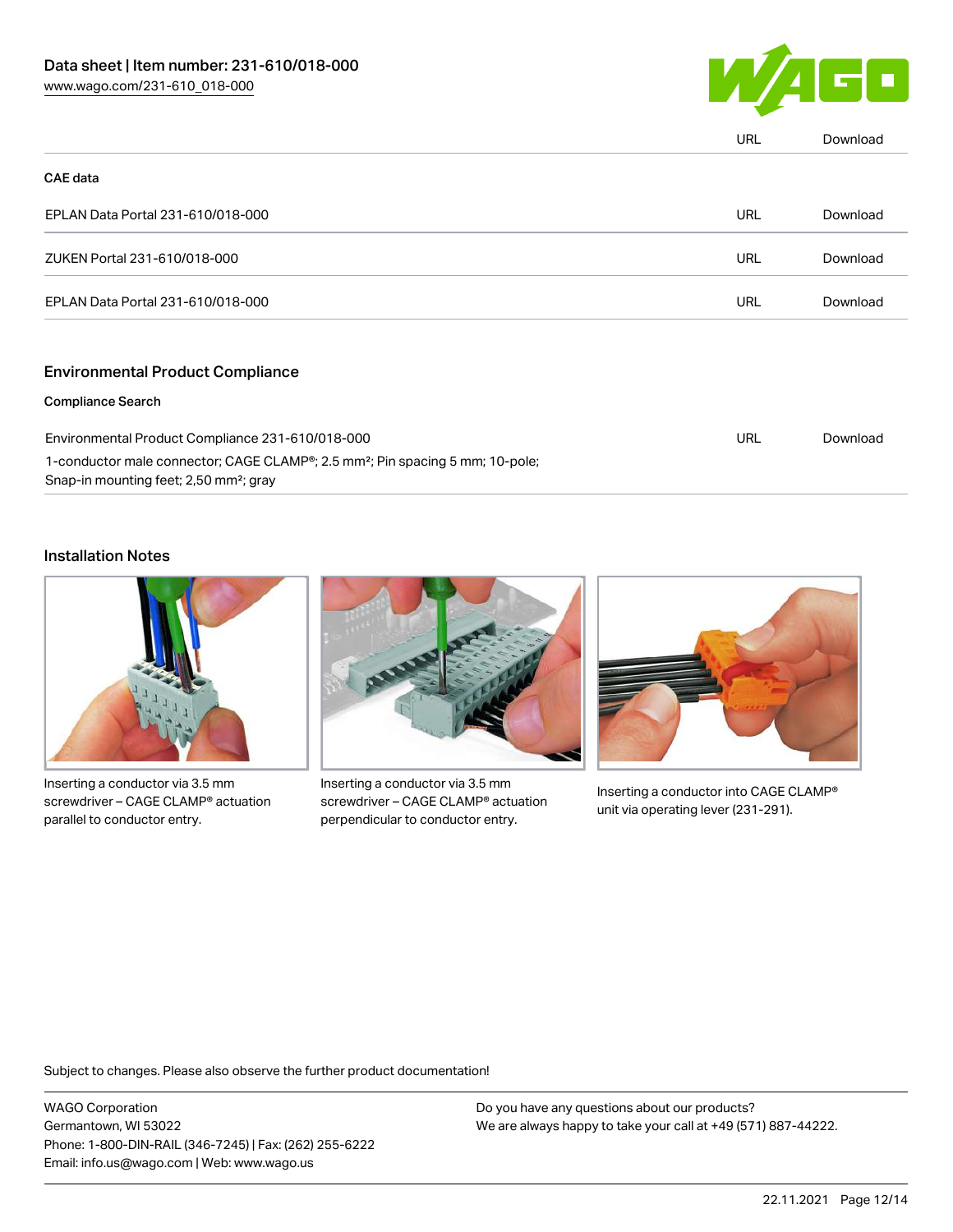| | URL | Download |
|---|---|---|

**CAE data**

| | | |
|---|---|---|
| EPLAN Data Portal 231-610/018-000 | URL | Download |
| ZUKEN Portal 231-610/018-000 | URL | Download |
| EPLAN Data Portal 231-610/018-000 | URL | Download |

## Environmental Product Compliance

**Compliance Search**

| | | |
|---|---|---|
| Environmental Product Compliance 231-610/018-000<br>1-conductor male connector; CAGE CLAMP®; 2.5 mm²; Pin spacing 5 mm; 10-pole; Snap-in mounting feet; 2,50 mm²; gray | URL | Download |

## Installation Notes

Inserting a conductor via 3.5 mm screwdriver – CAGE CLAMP® actuation parallel to conductor entry.

Inserting a conductor via 3.5 mm screwdriver – CAGE CLAMP® actuation perpendicular to conductor entry.

Inserting a conductor into CAGE CLAMP® unit via operating lever (231-291).

Subject to changes. Please also observe the further product documentation!

WAGO Corporation
Germantown, WI 53022
Phone: 1-800-DIN-RAIL (346-7245) | Fax: (262) 255-6222
Email: info.us@wago.com | Web: www.wago.us

Do you have any questions about our products?
We are always happy to take your call at +49 (571) 887-44222.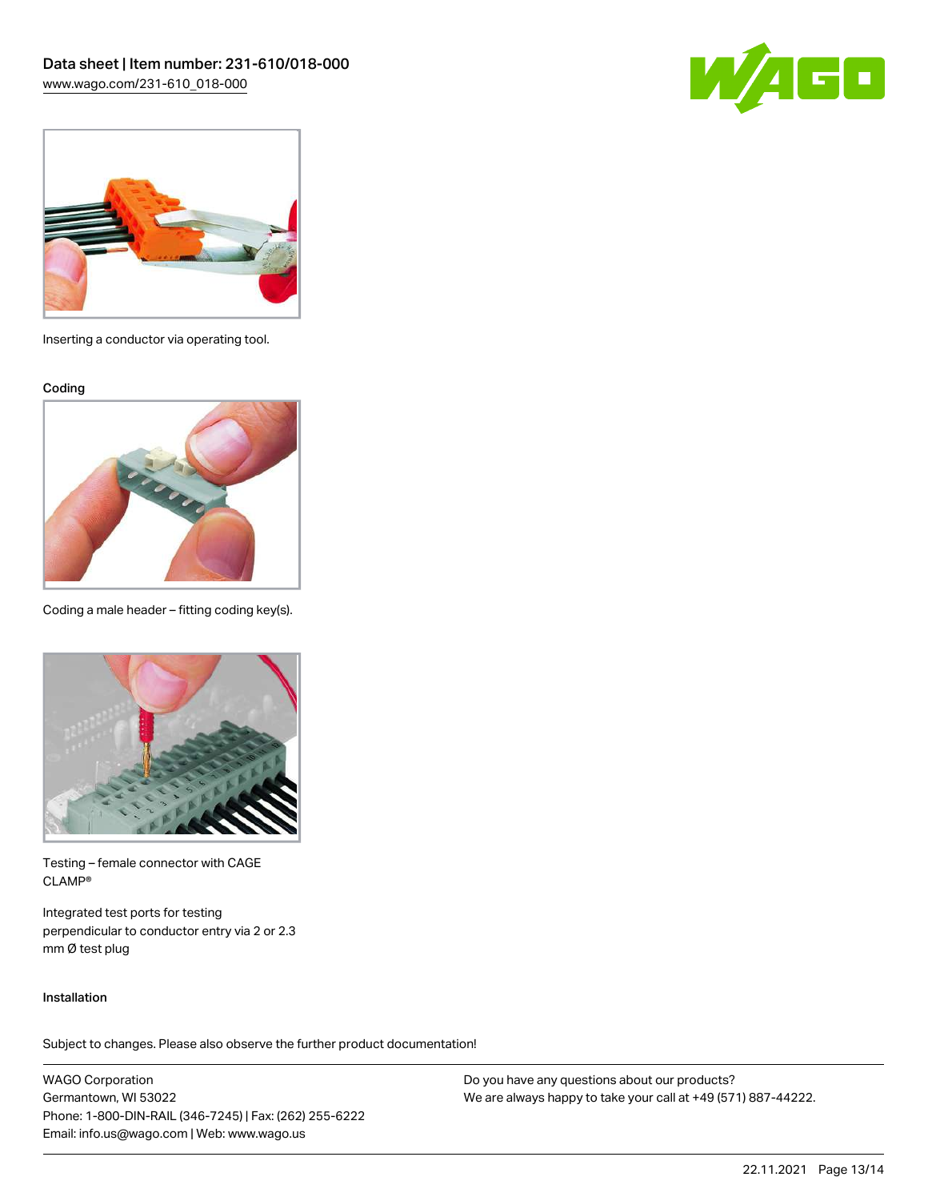Inserting a conductor via operating tool.

Coding

Coding a male header – fitting coding key(s).

Testing – female connector with CAGE CLAMP®

Integrated test ports for testing perpendicular to conductor entry via 2 or 2.3 mm Ø test plug

Installation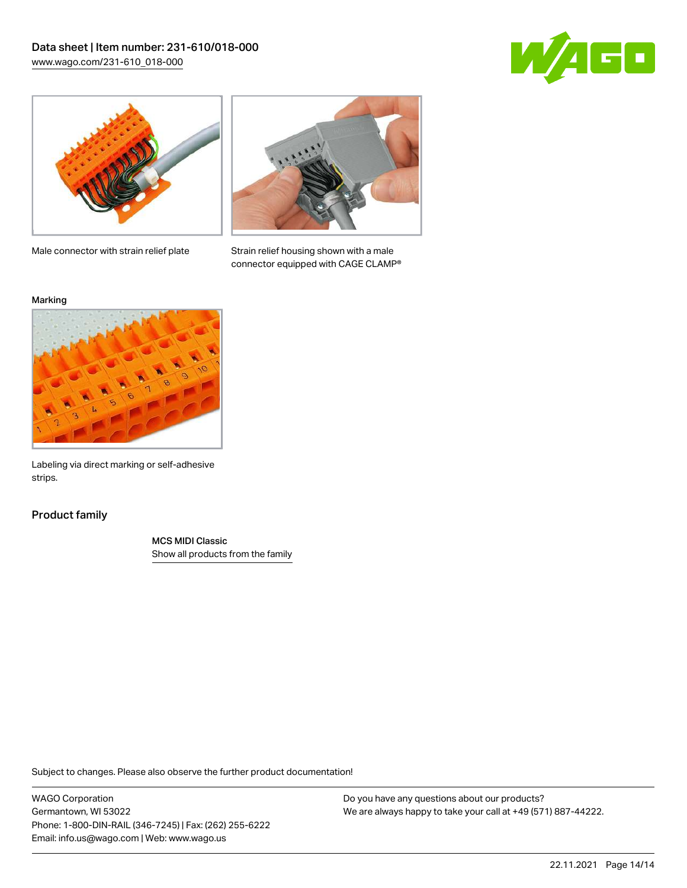Male connector with strain relief plate

Strain relief housing shown with a male connector equipped with CAGE CLAMP®

Marking

Labeling via direct marking or self-adhesive strips.

## Product family

MCS MIDI Classic
Show all products from the family

Subject to changes. Please also observe the further product documentation!

WAGO Corporation
Germantown, WI 53022
Phone: 1-800-DIN-RAIL (346-7245) | Fax: (262) 255-6222
Email: info.us@wago.com | Web: www.wago.us

Do you have any questions about our products?
We are always happy to take your call at +49 (571) 887-44222.